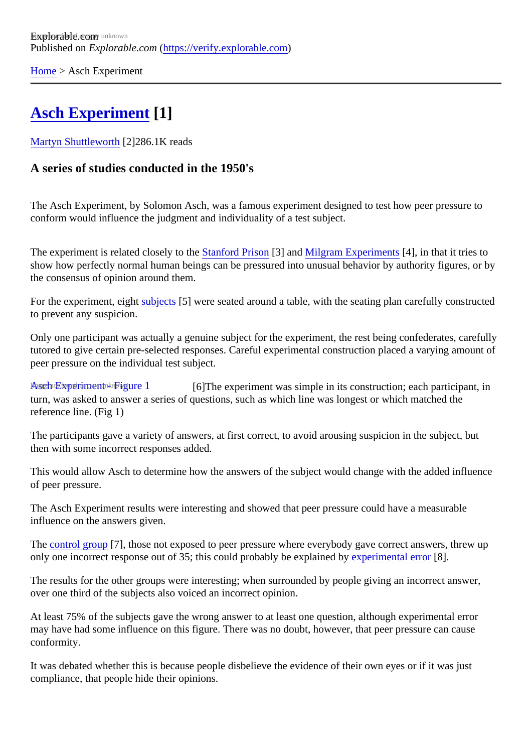Explorable.com
Published on *Explorable.com* (https://verify.explorable.com)

Home > Asch Experiment

# Asch Experiment [1]

Martyn Shuttleworth [2]286.1K reads

### A series of studies conducted in the 1950's

The Asch Experiment, by Solomon Asch, was a famous experiment designed to test how peer pressure to conform would influence the judgment and individuality of a test subject.

The experiment is related closely to the Stanford Prison [3] and Milgram Experiments [4], in that it tries to show how perfectly normal human beings can be pressured into unusual behavior by authority figures, or by the consensus of opinion around them.

For the experiment, eight subjects [5] were seated around a table, with the seating plan carefully constructed to prevent any suspicion.

Only one participant was actually a genuine subject for the experiment, the rest being confederates, carefully tutored to give certain pre-selected responses. Careful experimental construction placed a varying amount of peer pressure on the individual test subject.

Asch Experiment - Figure 1 [6]The experiment was simple in its construction; each participant, in turn, was asked to answer a series of questions, such as which line was longest or which matched the reference line. (Fig 1)

The participants gave a variety of answers, at first correct, to avoid arousing suspicion in the subject, but then with some incorrect responses added.

This would allow Asch to determine how the answers of the subject would change with the added influence of peer pressure.

The Asch Experiment results were interesting and showed that peer pressure could have a measurable influence on the answers given.

The control group [7], those not exposed to peer pressure where everybody gave correct answers, threw up only one incorrect response out of 35; this could probably be explained by experimental error [8].

The results for the other groups were interesting; when surrounded by people giving an incorrect answer, over one third of the subjects also voiced an incorrect opinion.

At least 75% of the subjects gave the wrong answer to at least one question, although experimental error may have had some influence on this figure. There was no doubt, however, that peer pressure can cause conformity.

It was debated whether this is because people disbelieve the evidence of their own eyes or if it was just compliance, that people hide their opinions.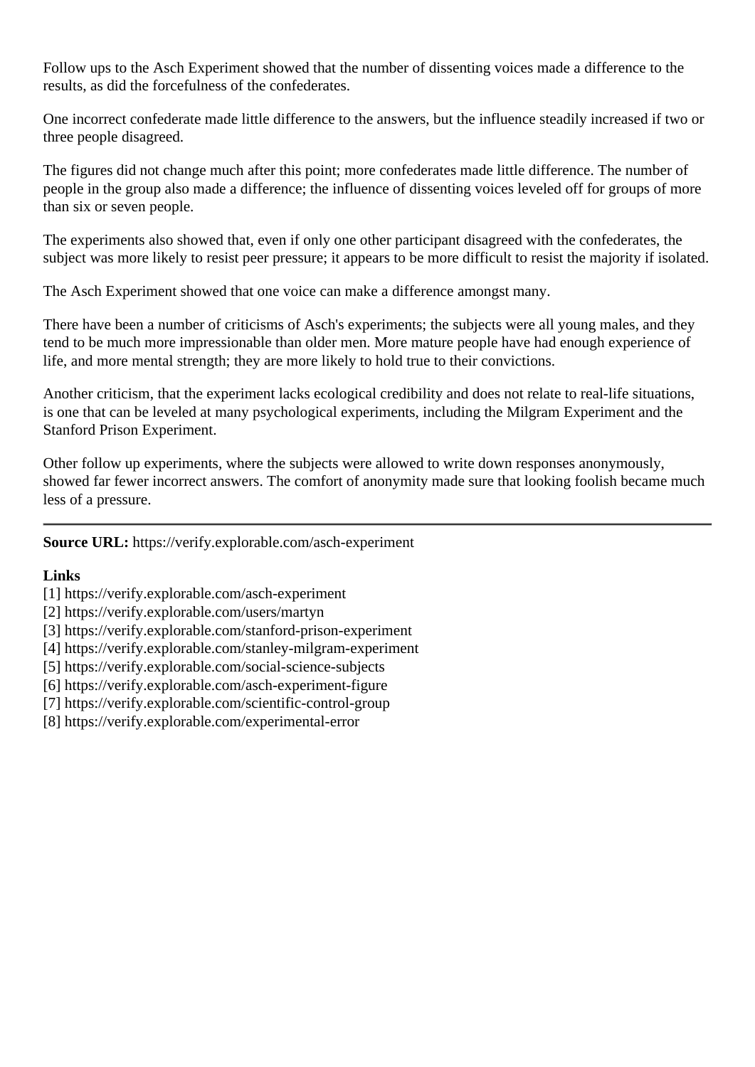Follow ups to the Asch Experiment showed that the number of dissenting voices made a difference to the results, as did the forcefulness of the confederates.

One incorrect confederate made little difference to the answers, but the influence steadily increased if two or three people disagreed.

The figures did not change much after this point; more confederates made little difference. The number of people in the group also made a difference; the influence of dissenting voices leveled off for groups of more than six or seven people.

The experiments also showed that, even if only one other participant disagreed with the confederates, the subject was more likely to resist peer pressure; it appears to be more difficult to resist the majority if isolated.

The Asch Experiment showed that one voice can make a difference amongst many.

There have been a number of criticisms of Asch's experiments; the subjects were all young males, and they tend to be much more impressionable than older men. More mature people have had enough experience of life, and more mental strength; they are more likely to hold true to their convictions.

Another criticism, that the experiment lacks ecological credibility and does not relate to real-life situations, is one that can be leveled at many psychological experiments, including the Milgram Experiment and the Stanford Prison Experiment.

Other follow up experiments, where the subjects were allowed to write down responses anonymously, showed far fewer incorrect answers. The comfort of anonymity made sure that looking foolish became much less of a pressure.

---

**Source URL:** https://verify.explorable.com/asch-experiment

**Links**

[1] https://verify.explorable.com/asch-experiment
[2] https://verify.explorable.com/users/martyn
[3] https://verify.explorable.com/stanford-prison-experiment
[4] https://verify.explorable.com/stanley-milgram-experiment
[5] https://verify.explorable.com/social-science-subjects
[6] https://verify.explorable.com/asch-experiment-figure
[7] https://verify.explorable.com/scientific-control-group
[8] https://verify.explorable.com/experimental-error